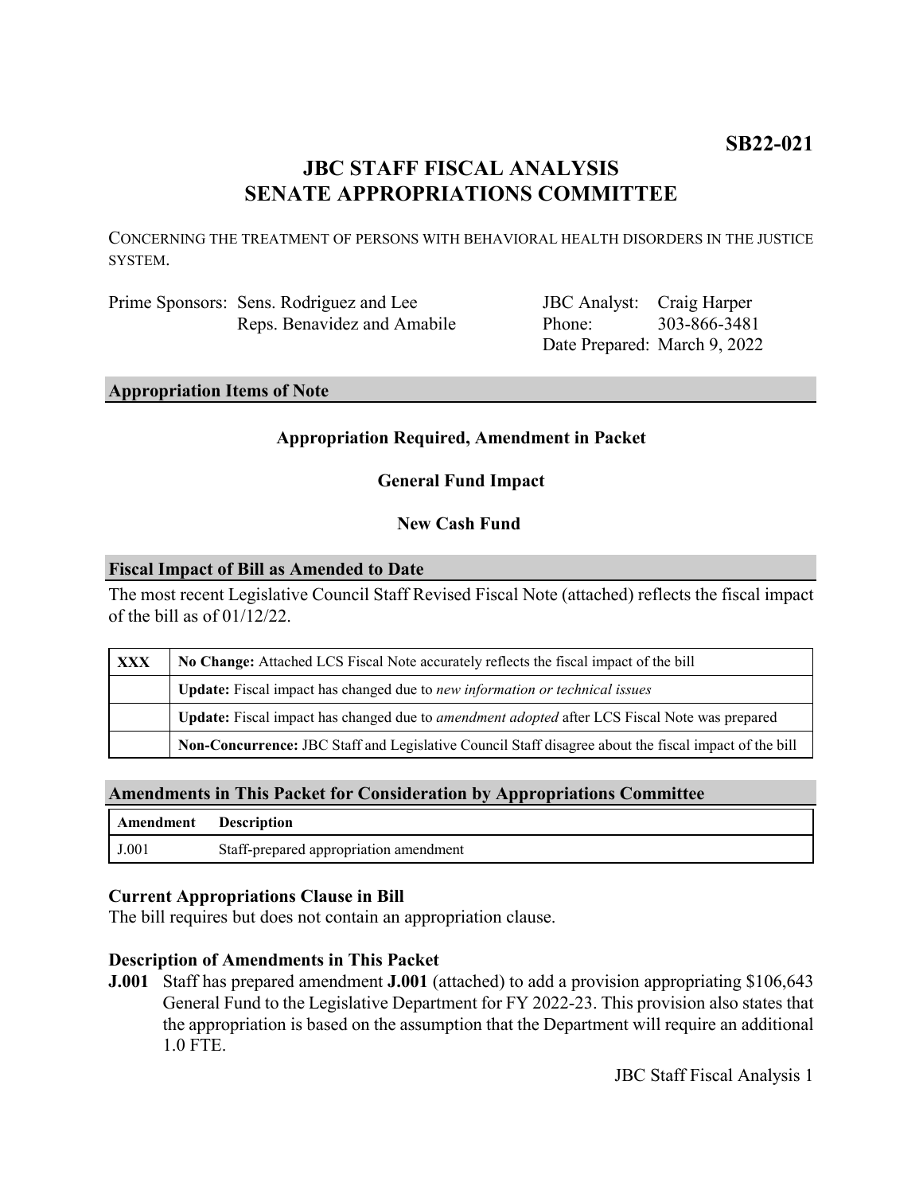**SB22-021**

# JBC STAFF FISCAL ANALYSIS
# SENATE APPROPRIATIONS COMMITTEE

CONCERNING THE TREATMENT OF PERSONS WITH BEHAVIORAL HEALTH DISORDERS IN THE JUSTICE SYSTEM.

| | | | |
|---|---|---|---|
| Prime Sponsors: | Sens. Rodriguez and Lee | JBC Analyst: | Craig Harper |
| | Reps. Benavidez and Amabile | Phone: | 303-866-3481 |
| | | Date Prepared: | March 9, 2022 |

## Appropriation Items of Note

**Appropriation Required, Amendment in Packet**

**General Fund Impact**

**New Cash Fund**

## Fiscal Impact of Bill as Amended to Date

The most recent Legislative Council Staff Revised Fiscal Note (attached) reflects the fiscal impact of the bill as of 01/12/22.

| | |
|---|---|
| **XXX** | **No Change:** Attached LCS Fiscal Note accurately reflects the fiscal impact of the bill |
| | **Update:** Fiscal impact has changed due to *new information or technical issues* |
| | **Update:** Fiscal impact has changed due to *amendment adopted* after LCS Fiscal Note was prepared |
| | **Non-Concurrence:** JBC Staff and Legislative Council Staff disagree about the fiscal impact of the bill |

## Amendments in This Packet for Consideration by Appropriations Committee

| Amendment | Description |
|---|---|
| J.001 | Staff-prepared appropriation amendment |

### Current Appropriations Clause in Bill

The bill requires but does not contain an appropriation clause.

### Description of Amendments in This Packet

**J.001** Staff has prepared amendment **J.001** (attached) to add a provision appropriating $106,643 General Fund to the Legislative Department for FY 2022-23. This provision also states that the appropriation is based on the assumption that the Department will require an additional 1.0 FTE.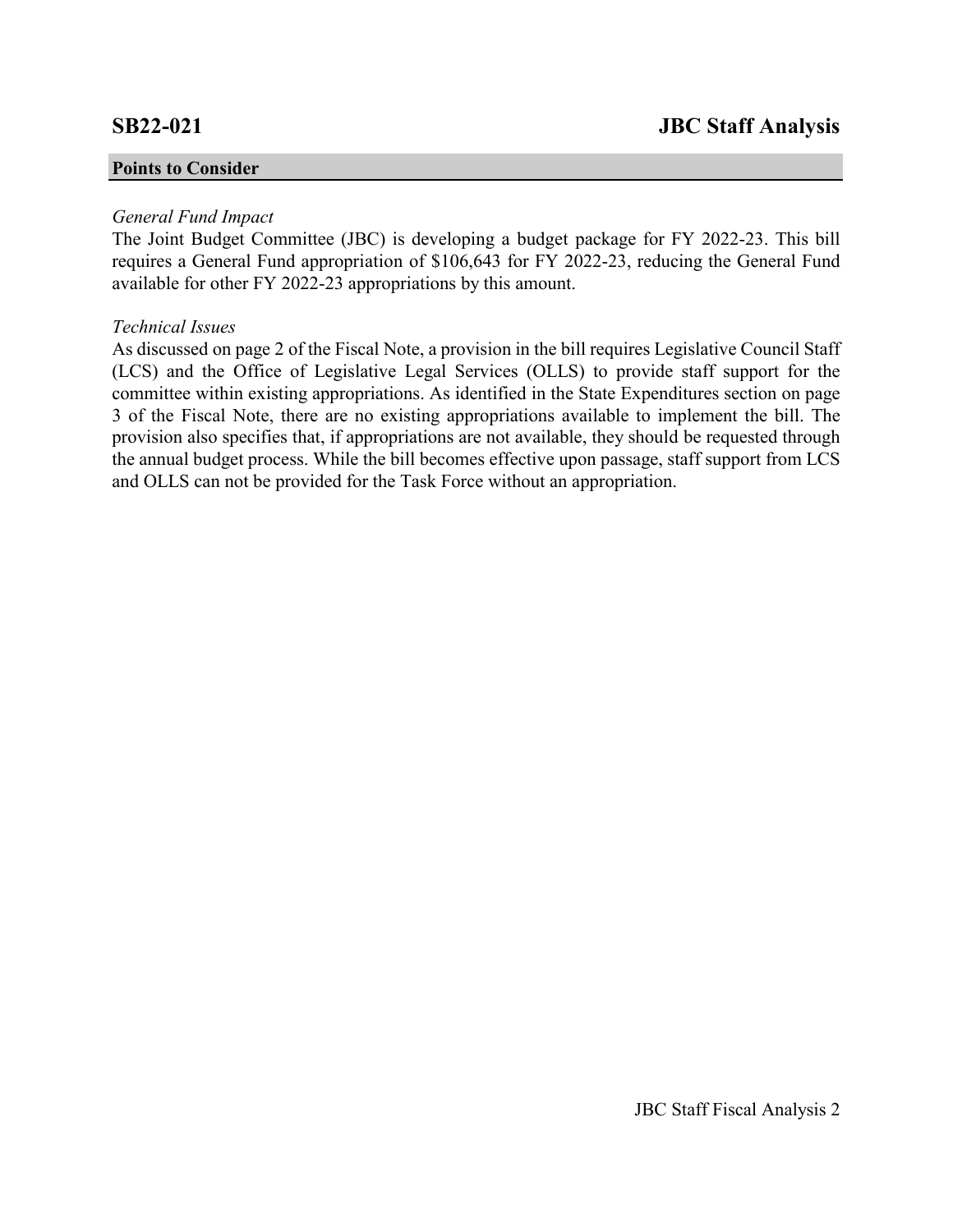## Points to Consider

*General Fund Impact*

The Joint Budget Committee (JBC) is developing a budget package for FY 2022-23. This bill requires a General Fund appropriation of $106,643 for FY 2022-23, reducing the General Fund available for other FY 2022-23 appropriations by this amount.

*Technical Issues*

As discussed on page 2 of the Fiscal Note, a provision in the bill requires Legislative Council Staff (LCS) and the Office of Legislative Legal Services (OLLS) to provide staff support for the committee within existing appropriations. As identified in the State Expenditures section on page 3 of the Fiscal Note, there are no existing appropriations available to implement the bill. The provision also specifies that, if appropriations are not available, they should be requested through the annual budget process. While the bill becomes effective upon passage, staff support from LCS and OLLS can not be provided for the Task Force without an appropriation.